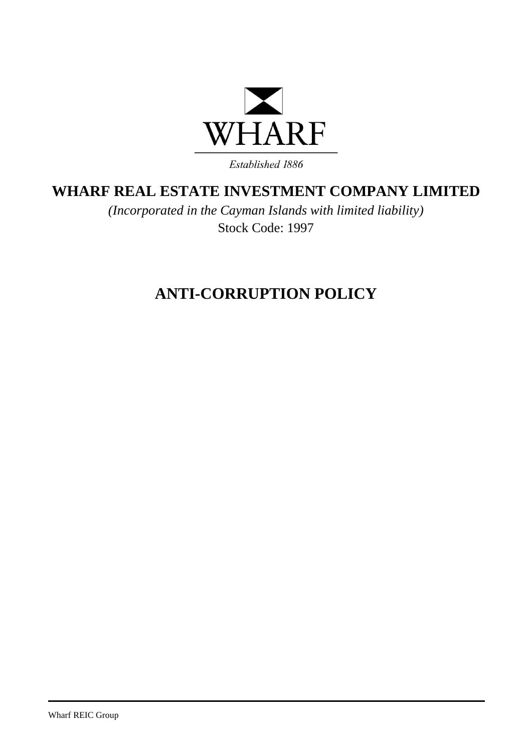WHARF

*Established 1886*

# WHARF REAL ESTATE INVESTMENT COMPANY LIMITED

*(Incorporated in the Cayman Islands with limited liability)*

Stock Code: 1997

# ANTI-CORRUPTION POLICY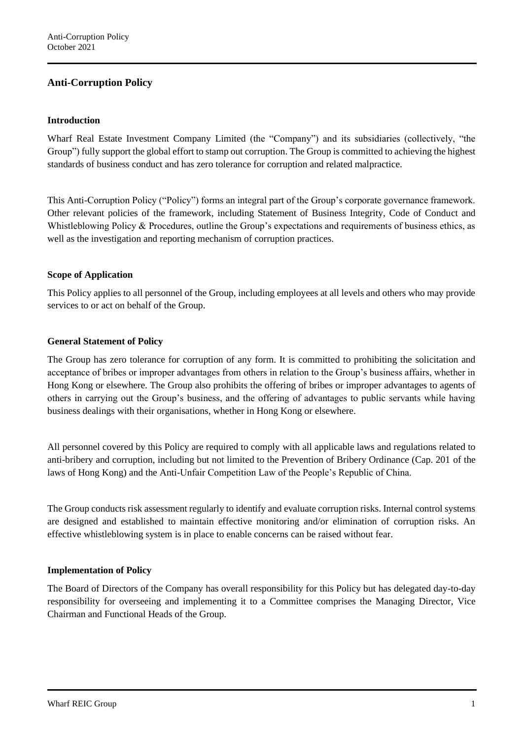## Anti-Corruption Policy

### Introduction

Wharf Real Estate Investment Company Limited (the "Company") and its subsidiaries (collectively, "the Group") fully support the global effort to stamp out corruption. The Group is committed to achieving the highest standards of business conduct and has zero tolerance for corruption and related malpractice.

This Anti-Corruption Policy ("Policy") forms an integral part of the Group's corporate governance framework. Other relevant policies of the framework, including Statement of Business Integrity, Code of Conduct and Whistleblowing Policy & Procedures, outline the Group's expectations and requirements of business ethics, as well as the investigation and reporting mechanism of corruption practices.

### Scope of Application

This Policy applies to all personnel of the Group, including employees at all levels and others who may provide services to or act on behalf of the Group.

### General Statement of Policy

The Group has zero tolerance for corruption of any form. It is committed to prohibiting the solicitation and acceptance of bribes or improper advantages from others in relation to the Group's business affairs, whether in Hong Kong or elsewhere. The Group also prohibits the offering of bribes or improper advantages to agents of others in carrying out the Group's business, and the offering of advantages to public servants while having business dealings with their organisations, whether in Hong Kong or elsewhere.

All personnel covered by this Policy are required to comply with all applicable laws and regulations related to anti-bribery and corruption, including but not limited to the Prevention of Bribery Ordinance (Cap. 201 of the laws of Hong Kong) and the Anti-Unfair Competition Law of the People's Republic of China.

The Group conducts risk assessment regularly to identify and evaluate corruption risks. Internal control systems are designed and established to maintain effective monitoring and/or elimination of corruption risks. An effective whistleblowing system is in place to enable concerns can be raised without fear.

### Implementation of Policy

The Board of Directors of the Company has overall responsibility for this Policy but has delegated day-to-day responsibility for overseeing and implementing it to a Committee comprises the Managing Director, Vice Chairman and Functional Heads of the Group.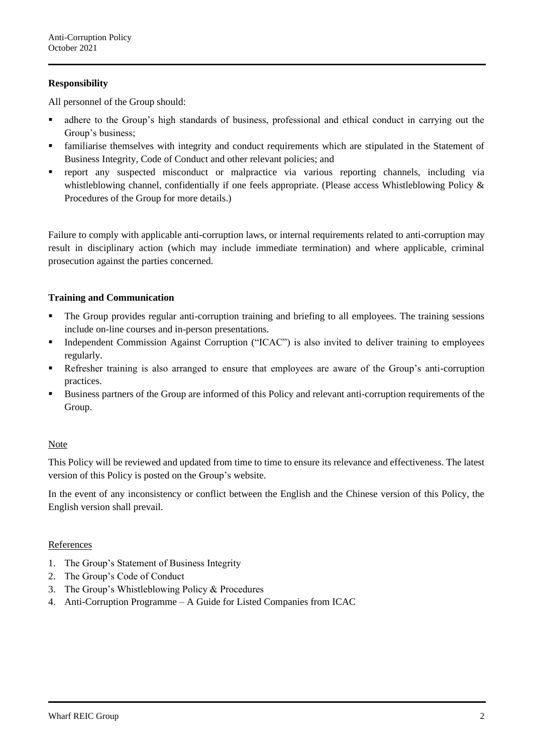**Responsibility**

All personnel of the Group should:

- adhere to the Group's high standards of business, professional and ethical conduct in carrying out the Group's business;
- familiarise themselves with integrity and conduct requirements which are stipulated in the Statement of Business Integrity, Code of Conduct and other relevant policies; and
- report any suspected misconduct or malpractice via various reporting channels, including via whistleblowing channel, confidentially if one feels appropriate. (Please access Whistleblowing Policy & Procedures of the Group for more details.)

Failure to comply with applicable anti-corruption laws, or internal requirements related to anti-corruption may result in disciplinary action (which may include immediate termination) and where applicable, criminal prosecution against the parties concerned.

**Training and Communication**

- The Group provides regular anti-corruption training and briefing to all employees. The training sessions include on-line courses and in-person presentations.
- Independent Commission Against Corruption ("ICAC") is also invited to deliver training to employees regularly.
- Refresher training is also arranged to ensure that employees are aware of the Group's anti-corruption practices.
- Business partners of the Group are informed of this Policy and relevant anti-corruption requirements of the Group.

Note

This Policy will be reviewed and updated from time to time to ensure its relevance and effectiveness. The latest version of this Policy is posted on the Group's website.

In the event of any inconsistency or conflict between the English and the Chinese version of this Policy, the English version shall prevail.

References

1. The Group's Statement of Business Integrity
2. The Group's Code of Conduct
3. The Group's Whistleblowing Policy & Procedures
4. Anti-Corruption Programme – A Guide for Listed Companies from ICAC